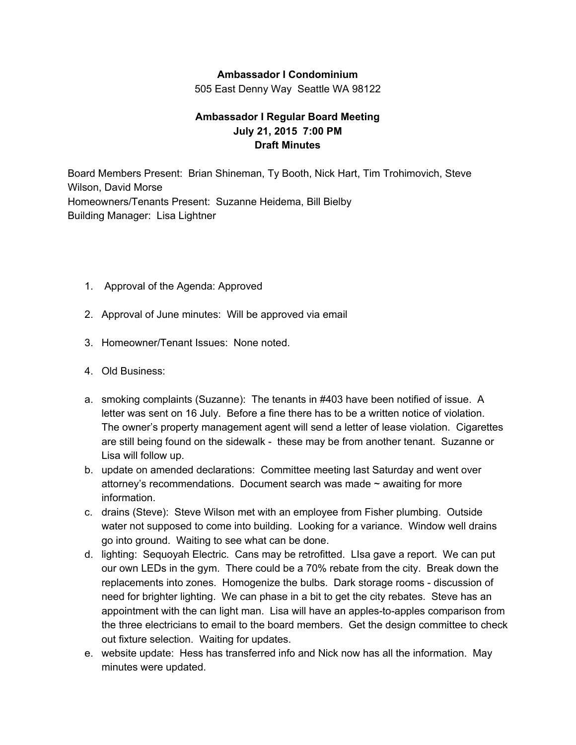**Ambassador I Condominium**

505 East Denny Way  Seattle WA 98122

**Ambassador I Regular Board Meeting**
**July 21, 2015  7:00 PM**
**Draft Minutes**

Board Members Present:  Brian Shineman, Ty Booth, Nick Hart, Tim Trohimovich, Steve Wilson, David Morse
Homeowners/Tenants Present:  Suzanne Heidema, Bill Bielby
Building Manager:  Lisa Lightner

1. Approval of the Agenda: Approved

2. Approval of June minutes:  Will be approved via email

3. Homeowner/Tenant Issues:  None noted.

4. Old Business:

a. smoking complaints (Suzanne):  The tenants in #403 have been notified of issue.  A letter was sent on 16 July.  Before a fine there has to be a written notice of violation.  The owner's property management agent will send a letter of lease violation.  Cigarettes are still being found on the sidewalk -  these may be from another tenant.  Suzanne or Lisa will follow up.
b. update on amended declarations:  Committee meeting last Saturday and went over attorney's recommendations.  Document search was made ~ awaiting for more information.
c. drains (Steve):  Steve Wilson met with an employee from Fisher plumbing.  Outside water not supposed to come into building.  Looking for a variance.  Window well drains go into ground.  Waiting to see what can be done.
d. lighting:  Sequoyah Electric.  Cans may be retrofitted.  LIsa gave a report.  We can put our own LEDs in the gym.  There could be a 70% rebate from the city.  Break down the replacements into zones.  Homogenize the bulbs.  Dark storage rooms - discussion of need for brighter lighting.  We can phase in a bit to get the city rebates.  Steve has an appointment with the can light man.  Lisa will have an apples-to-apples comparison from the three electricians to email to the board members.  Get the design committee to check out fixture selection.  Waiting for updates.
e. website update:  Hess has transferred info and Nick now has all the information.  May minutes were updated.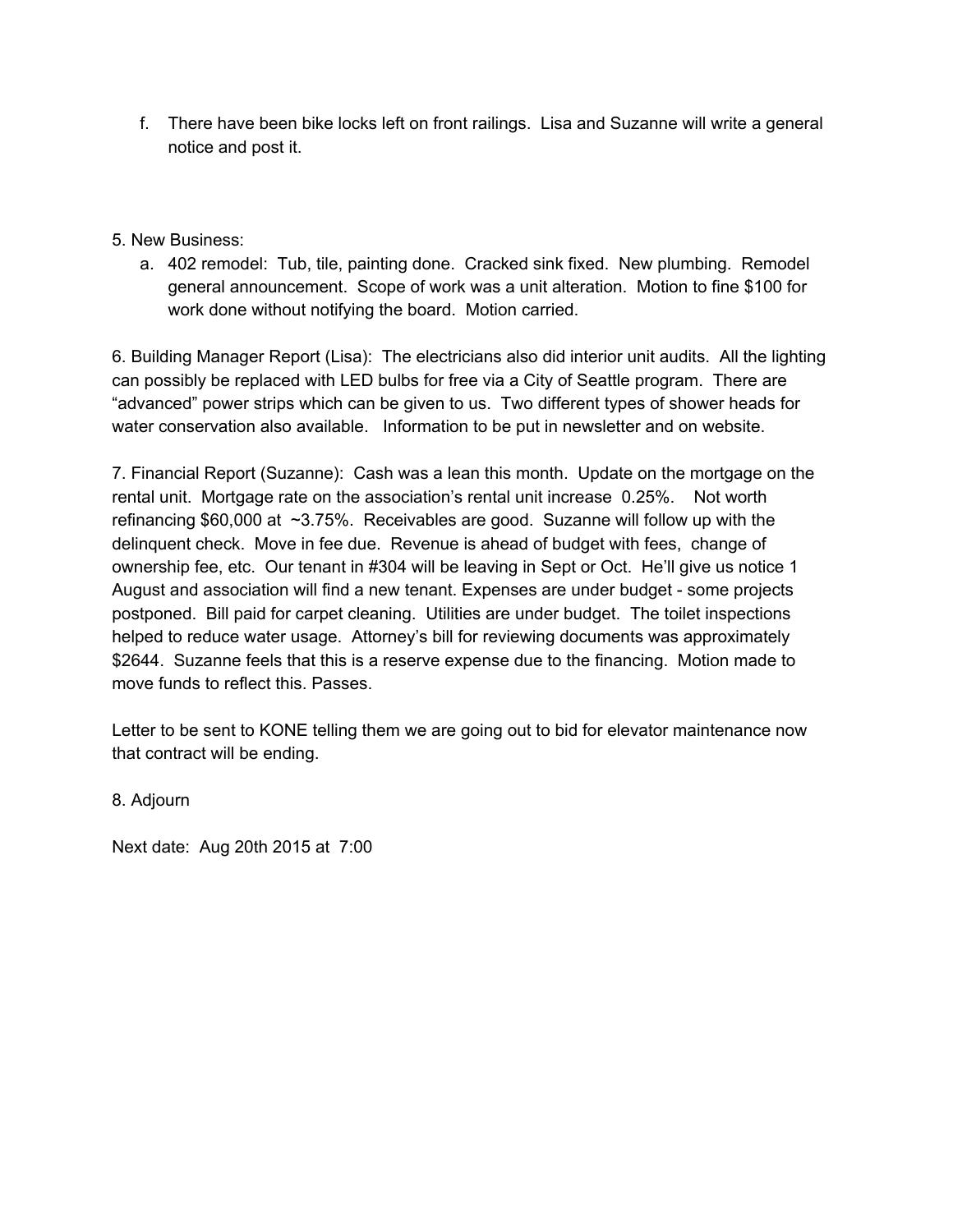f. There have been bike locks left on front railings. Lisa and Suzanne will write a general notice and post it.

5. New Business:

a. 402 remodel: Tub, tile, painting done. Cracked sink fixed. New plumbing. Remodel general announcement. Scope of work was a unit alteration. Motion to fine $100 for work done without notifying the board. Motion carried.

6. Building Manager Report (Lisa): The electricians also did interior unit audits. All the lighting can possibly be replaced with LED bulbs for free via a City of Seattle program. There are "advanced" power strips which can be given to us. Two different types of shower heads for water conservation also available. Information to be put in newsletter and on website.

7. Financial Report (Suzanne): Cash was a lean this month. Update on the mortgage on the rental unit. Mortgage rate on the association's rental unit increase 0.25%. Not worth refinancing $60,000 at ~3.75%. Receivables are good. Suzanne will follow up with the delinquent check. Move in fee due. Revenue is ahead of budget with fees, change of ownership fee, etc. Our tenant in #304 will be leaving in Sept or Oct. He'll give us notice 1 August and association will find a new tenant. Expenses are under budget - some projects postponed. Bill paid for carpet cleaning. Utilities are under budget. The toilet inspections helped to reduce water usage. Attorney's bill for reviewing documents was approximately $2644. Suzanne feels that this is a reserve expense due to the financing. Motion made to move funds to reflect this. Passes.

Letter to be sent to KONE telling them we are going out to bid for elevator maintenance now that contract will be ending.

8. Adjourn

Next date: Aug 20th 2015 at 7:00